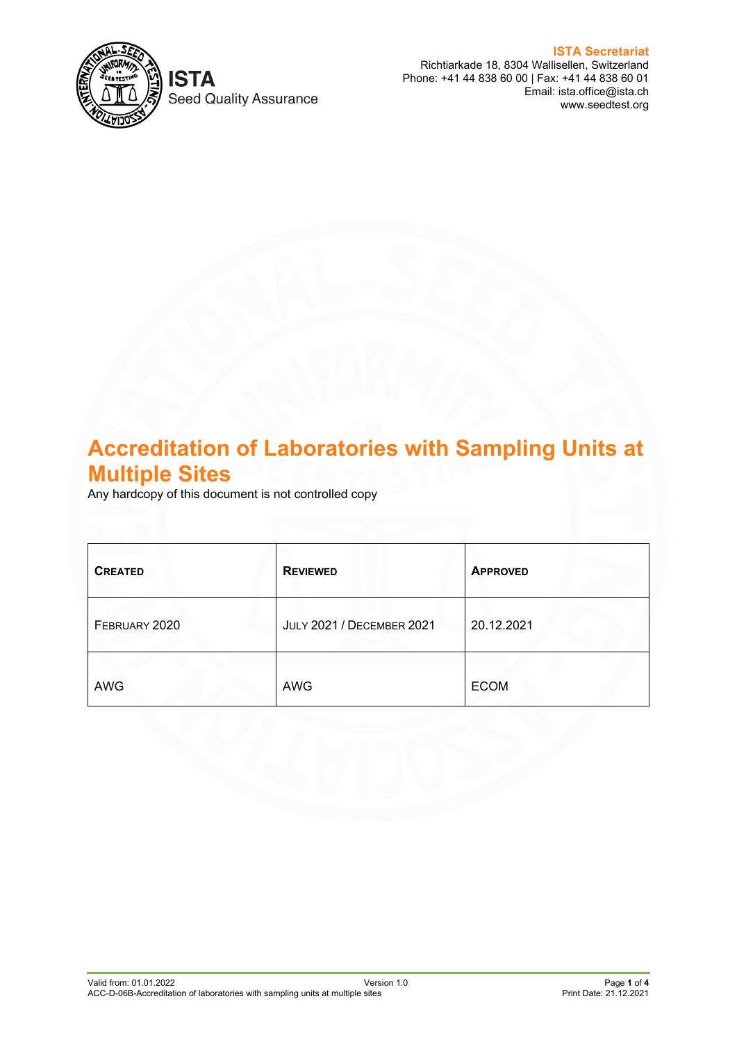ISTA
Seed Quality Assurance

**ISTA Secretariat**
Richtiarkade 18, 8304 Wallisellen, Switzerland
Phone: +41 44 838 60 00 | Fax: +41 44 838 60 01
Email: ista.office@ista.ch
www.seedtest.org

# Accreditation of Laboratories with Sampling Units at Multiple Sites

Any hardcopy of this document is not controlled copy

| CREATED | REVIEWED | APPROVED |
| --- | --- | --- |
| FEBRUARY 2020 | JULY 2021 / DECEMBER 2021 | 20.12.2021 |
| AWG | AWG | ECOM |

Valid from: 01.01.2022
Version 1.0
ACC-D-06B-Accreditation of laboratories with sampling units at multiple sites
Print Date: 21.12.2021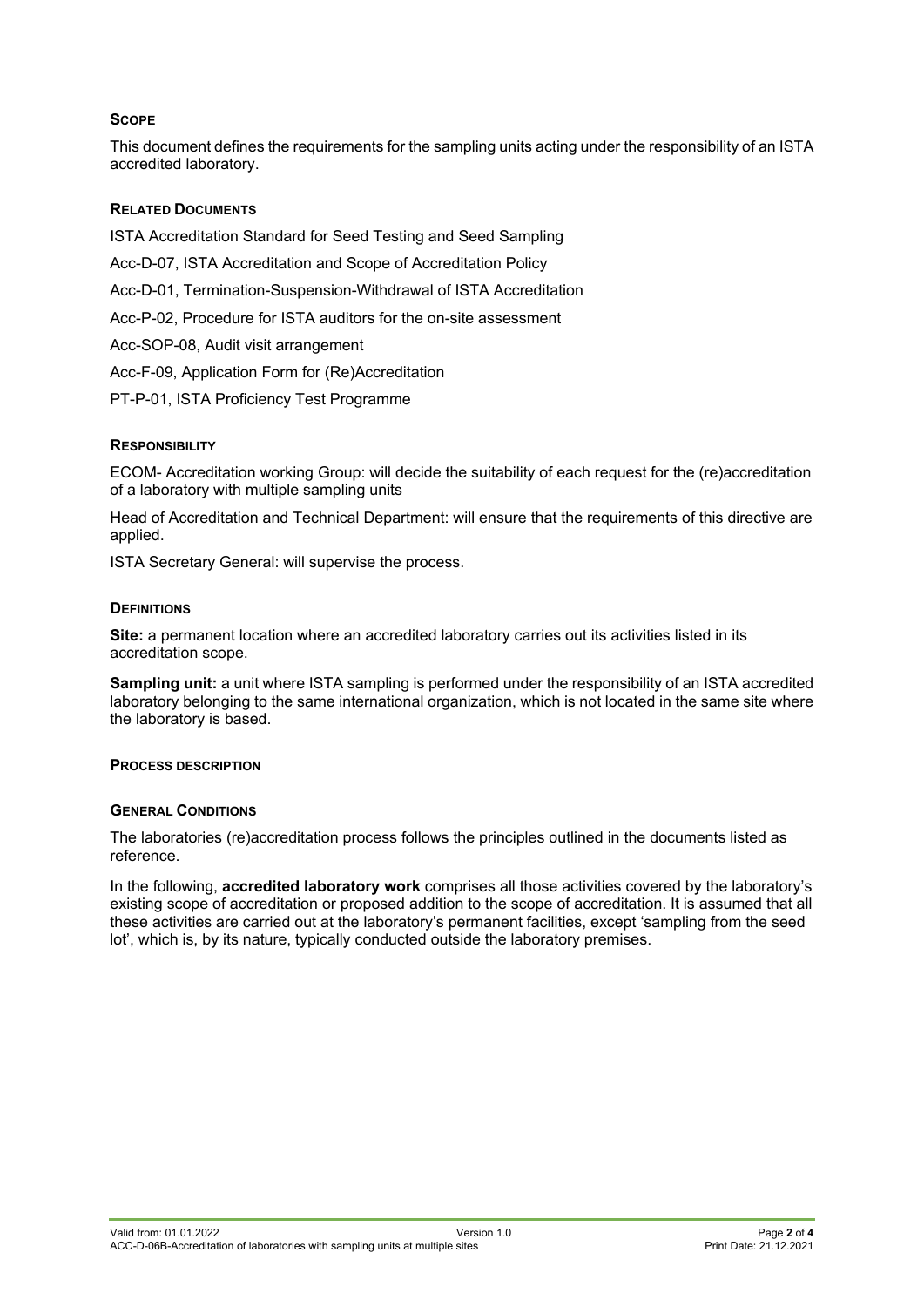## Scope

This document defines the requirements for the sampling units acting under the responsibility of an ISTA accredited laboratory.

## Related Documents

ISTA Accreditation Standard for Seed Testing and Seed Sampling

Acc-D-07, ISTA Accreditation and Scope of Accreditation Policy

Acc-D-01, Termination-Suspension-Withdrawal of ISTA Accreditation

Acc-P-02, Procedure for ISTA auditors for the on-site assessment

Acc-SOP-08, Audit visit arrangement

Acc-F-09, Application Form for (Re)Accreditation

PT-P-01, ISTA Proficiency Test Programme

## Responsibility

ECOM- Accreditation working Group: will decide the suitability of each request for the (re)accreditation of a laboratory with multiple sampling units

Head of Accreditation and Technical Department: will ensure that the requirements of this directive are applied.

ISTA Secretary General: will supervise the process.

## Definitions

**Site:** a permanent location where an accredited laboratory carries out its activities listed in its accreditation scope.

**Sampling unit:** a unit where ISTA sampling is performed under the responsibility of an ISTA accredited laboratory belonging to the same international organization, which is not located in the same site where the laboratory is based.

## Process description

### General Conditions

The laboratories (re)accreditation process follows the principles outlined in the documents listed as reference.

In the following, **accredited laboratory work** comprises all those activities covered by the laboratory's existing scope of accreditation or proposed addition to the scope of accreditation. It is assumed that all these activities are carried out at the laboratory's permanent facilities, except 'sampling from the seed lot', which is, by its nature, typically conducted outside the laboratory premises.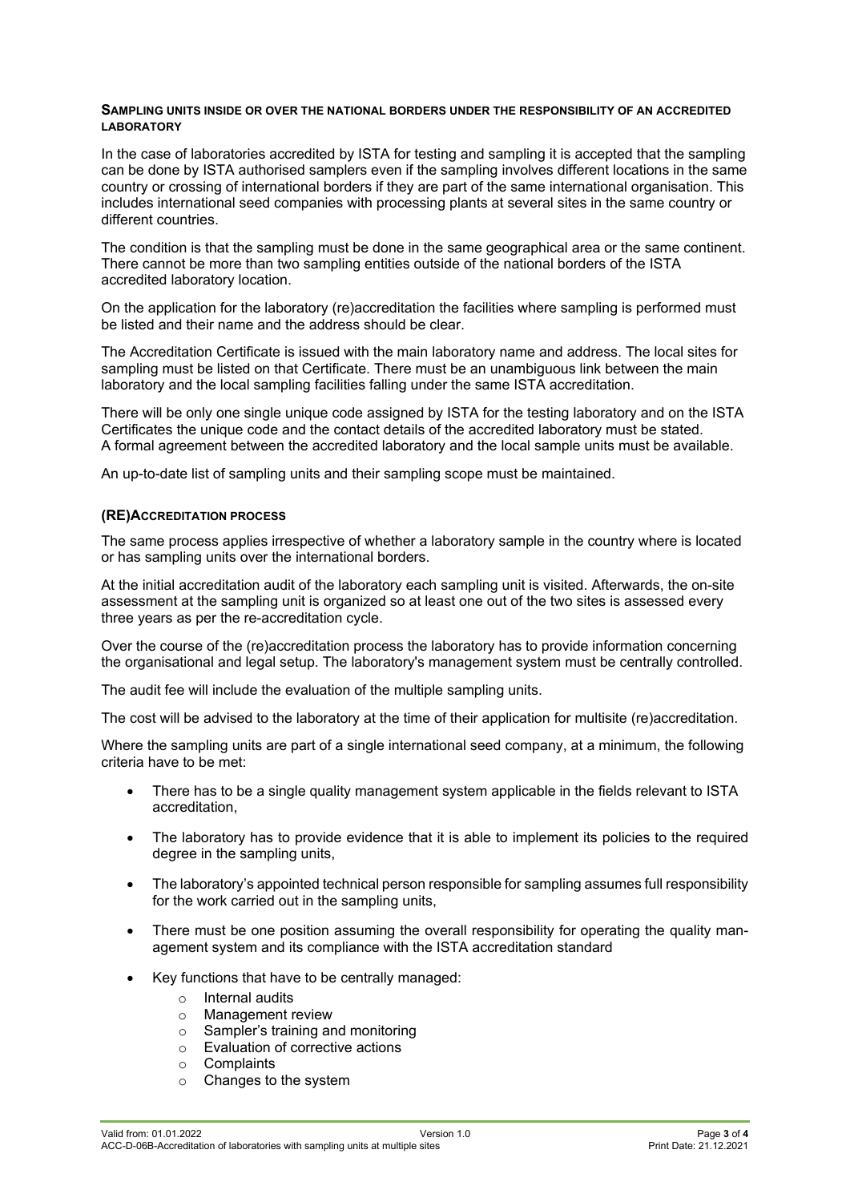## SAMPLING UNITS INSIDE OR OVER THE NATIONAL BORDERS UNDER THE RESPONSIBILITY OF AN ACCREDITED LABORATORY

In the case of laboratories accredited by ISTA for testing and sampling it is accepted that the sampling can be done by ISTA authorised samplers even if the sampling involves different locations in the same country or crossing of international borders if they are part of the same international organisation. This includes international seed companies with processing plants at several sites in the same country or different countries.

The condition is that the sampling must be done in the same geographical area or the same continent. There cannot be more than two sampling entities outside of the national borders of the ISTA accredited laboratory location.

On the application for the laboratory (re)accreditation the facilities where sampling is performed must be listed and their name and the address should be clear.

The Accreditation Certificate is issued with the main laboratory name and address. The local sites for sampling must be listed on that Certificate. There must be an unambiguous link between the main laboratory and the local sampling facilities falling under the same ISTA accreditation.

There will be only one single unique code assigned by ISTA for the testing laboratory and on the ISTA Certificates the unique code and the contact details of the accredited laboratory must be stated.
A formal agreement between the accredited laboratory and the local sample units must be available.

An up-to-date list of sampling units and their sampling scope must be maintained.

## (RE)ACCREDITATION PROCESS

The same process applies irrespective of whether a laboratory sample in the country where is located or has sampling units over the international borders.

At the initial accreditation audit of the laboratory each sampling unit is visited. Afterwards, the on-site assessment at the sampling unit is organized so at least one out of the two sites is assessed every three years as per the re-accreditation cycle.

Over the course of the (re)accreditation process the laboratory has to provide information concerning the organisational and legal setup. The laboratory's management system must be centrally controlled.

The audit fee will include the evaluation of the multiple sampling units.

The cost will be advised to the laboratory at the time of their application for multisite (re)accreditation.

Where the sampling units are part of a single international seed company, at a minimum, the following criteria have to be met:

- There has to be a single quality management system applicable in the fields relevant to ISTA accreditation,
- The laboratory has to provide evidence that it is able to implement its policies to the required degree in the sampling units,
- The laboratory's appointed technical person responsible for sampling assumes full responsibility for the work carried out in the sampling units,
- There must be one position assuming the overall responsibility for operating the quality management system and its compliance with the ISTA accreditation standard
- Key functions that have to be centrally managed:
  - Internal audits
  - Management review
  - Sampler's training and monitoring
  - Evaluation of corrective actions
  - Complaints
  - Changes to the system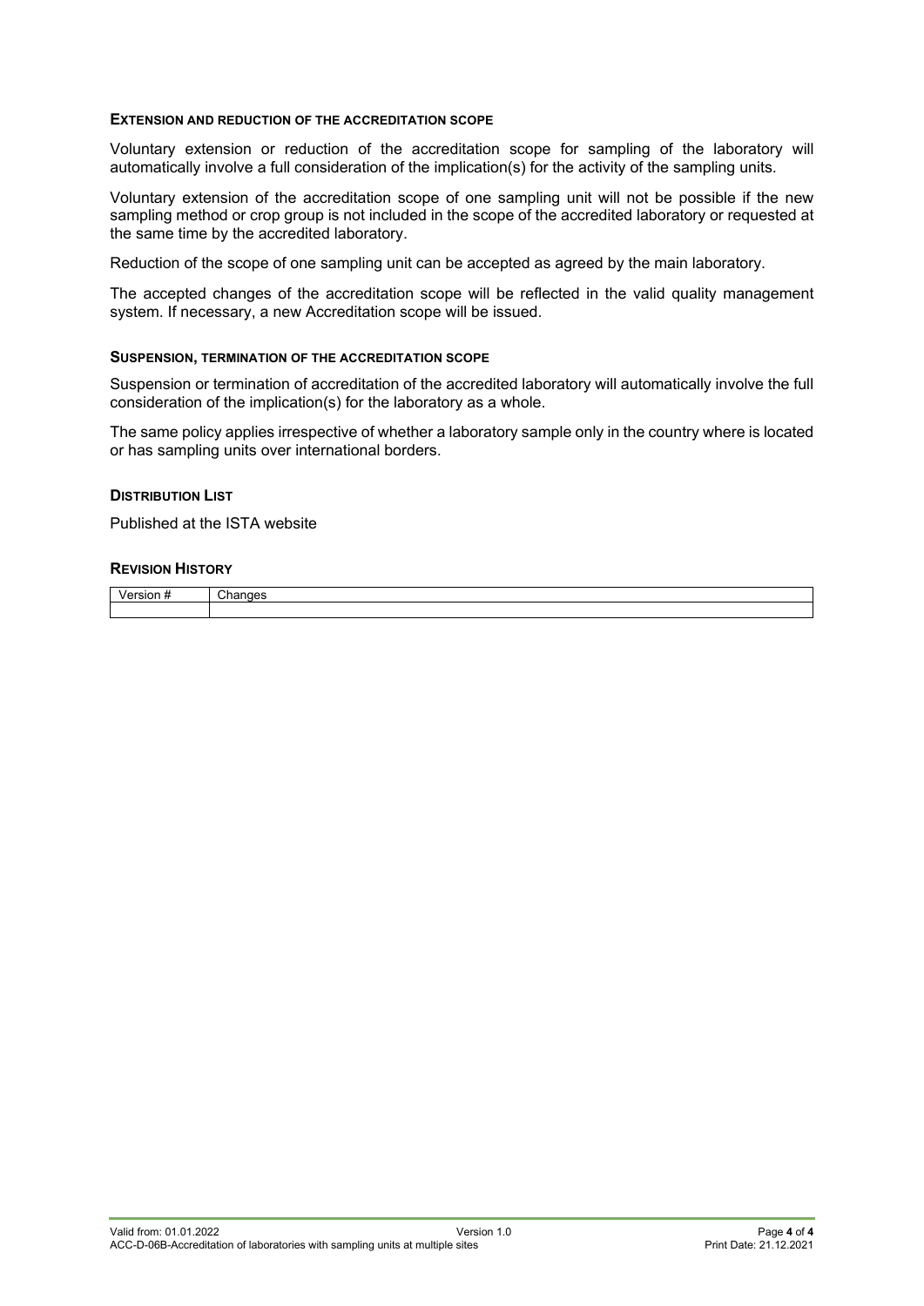### Extension and reduction of the accreditation scope

Voluntary extension or reduction of the accreditation scope for sampling of the laboratory will automatically involve a full consideration of the implication(s) for the activity of the sampling units.

Voluntary extension of the accreditation scope of one sampling unit will not be possible if the new sampling method or crop group is not included in the scope of the accredited laboratory or requested at the same time by the accredited laboratory.

Reduction of the scope of one sampling unit can be accepted as agreed by the main laboratory.

The accepted changes of the accreditation scope will be reflected in the valid quality management system. If necessary, a new Accreditation scope will be issued.

### Suspension, termination of the accreditation scope

Suspension or termination of accreditation of the accredited laboratory will automatically involve the full consideration of the implication(s) for the laboratory as a whole.

The same policy applies irrespective of whether a laboratory sample only in the country where is located or has sampling units over international borders.

### Distribution List

Published at the ISTA website

### Revision History

| Version # | Changes |
|---|---|
| | |